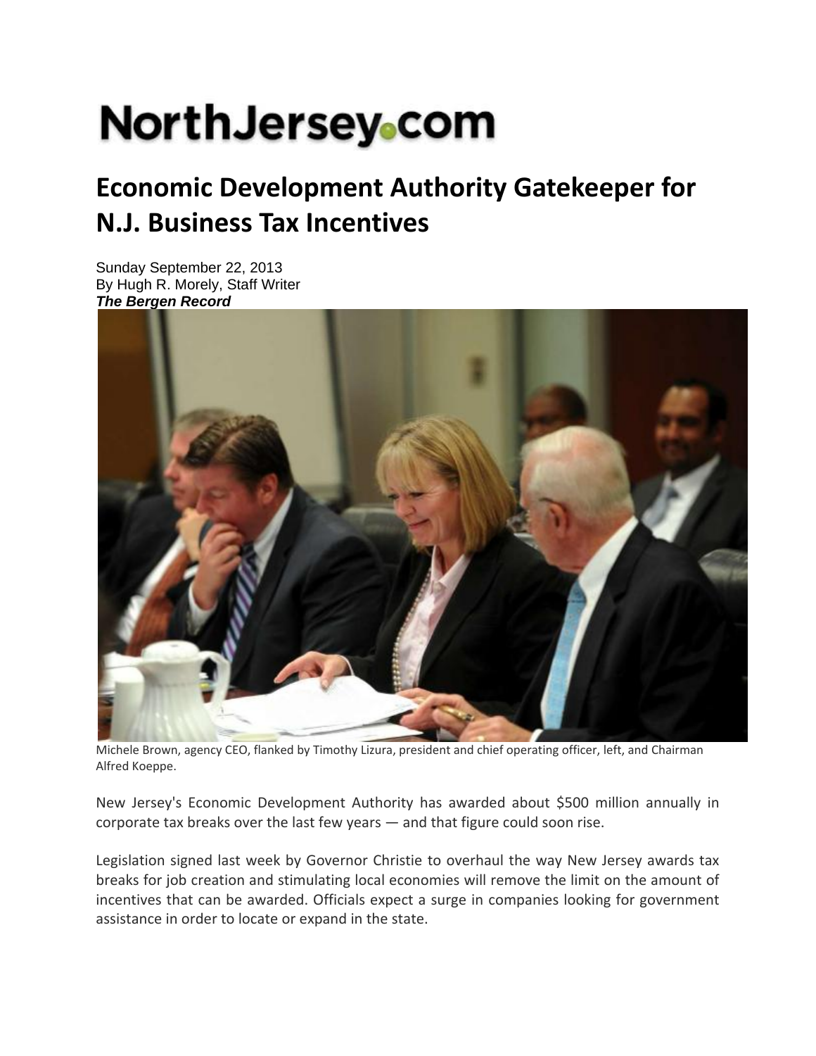# NorthJersey.com

## Economic Development Authority Gatekeeper for N.J. Business Tax Incentives

Sunday September 22, 2013
By Hugh R. Morely, Staff Writer
***The Bergen Record***

Michele Brown, agency CEO, flanked by Timothy Lizura, president and chief operating officer, left, and Chairman Alfred Koeppe.

New Jersey's Economic Development Authority has awarded about $500 million annually in corporate tax breaks over the last few years — and that figure could soon rise.

Legislation signed last week by Governor Christie to overhaul the way New Jersey awards tax breaks for job creation and stimulating local economies will remove the limit on the amount of incentives that can be awarded. Officials expect a surge in companies looking for government assistance in order to locate or expand in the state.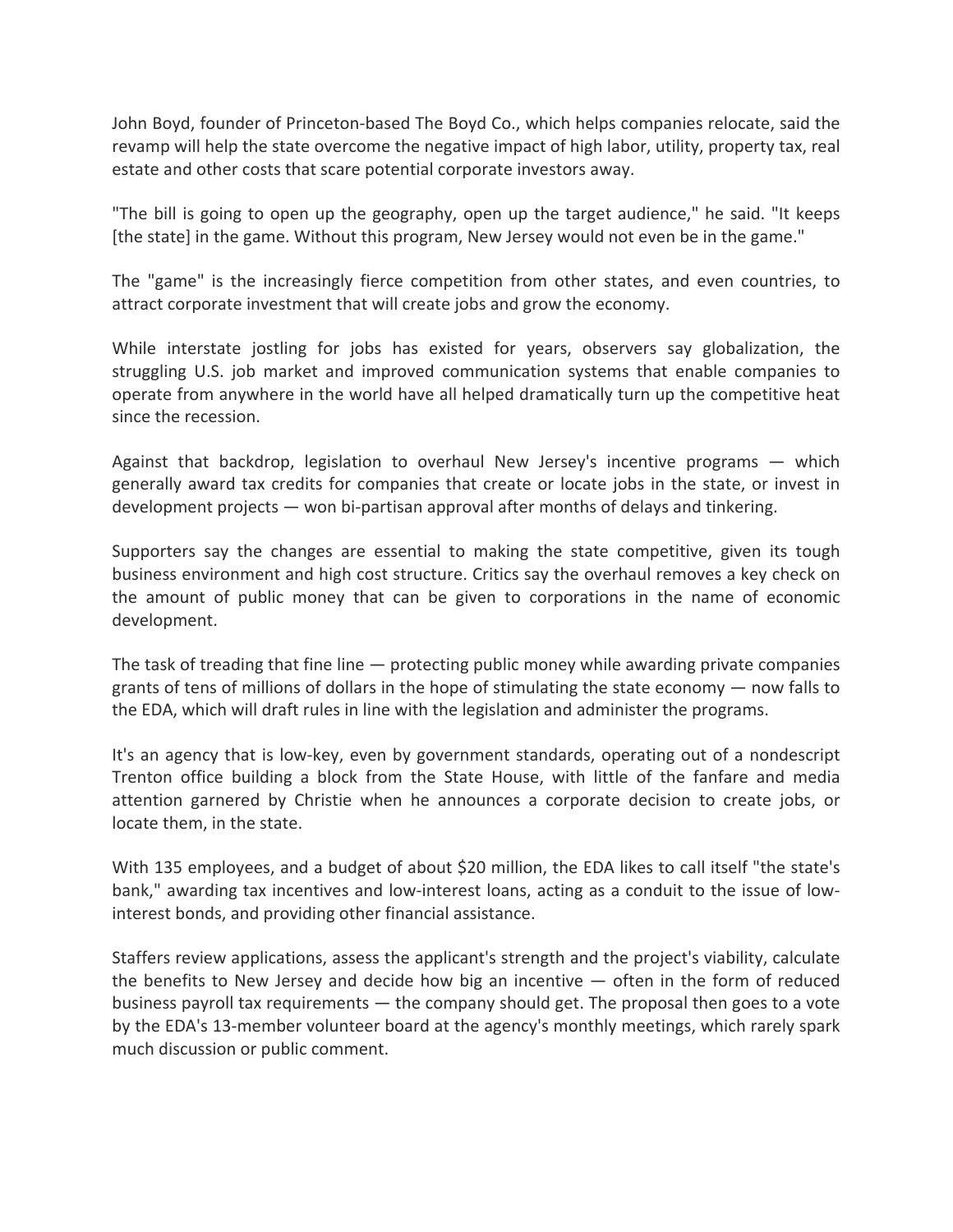John Boyd, founder of Princeton-based The Boyd Co., which helps companies relocate, said the revamp will help the state overcome the negative impact of high labor, utility, property tax, real estate and other costs that scare potential corporate investors away.

"The bill is going to open up the geography, open up the target audience," he said. "It keeps [the state] in the game. Without this program, New Jersey would not even be in the game."

The "game" is the increasingly fierce competition from other states, and even countries, to attract corporate investment that will create jobs and grow the economy.

While interstate jostling for jobs has existed for years, observers say globalization, the struggling U.S. job market and improved communication systems that enable companies to operate from anywhere in the world have all helped dramatically turn up the competitive heat since the recession.

Against that backdrop, legislation to overhaul New Jersey's incentive programs — which generally award tax credits for companies that create or locate jobs in the state, or invest in development projects — won bi-partisan approval after months of delays and tinkering.

Supporters say the changes are essential to making the state competitive, given its tough business environment and high cost structure. Critics say the overhaul removes a key check on the amount of public money that can be given to corporations in the name of economic development.

The task of treading that fine line — protecting public money while awarding private companies grants of tens of millions of dollars in the hope of stimulating the state economy — now falls to the EDA, which will draft rules in line with the legislation and administer the programs.

It's an agency that is low-key, even by government standards, operating out of a nondescript Trenton office building a block from the State House, with little of the fanfare and media attention garnered by Christie when he announces a corporate decision to create jobs, or locate them, in the state.

With 135 employees, and a budget of about $20 million, the EDA likes to call itself "the state's bank," awarding tax incentives and low-interest loans, acting as a conduit to the issue of low-interest bonds, and providing other financial assistance.

Staffers review applications, assess the applicant's strength and the project's viability, calculate the benefits to New Jersey and decide how big an incentive — often in the form of reduced business payroll tax requirements — the company should get. The proposal then goes to a vote by the EDA's 13-member volunteer board at the agency's monthly meetings, which rarely spark much discussion or public comment.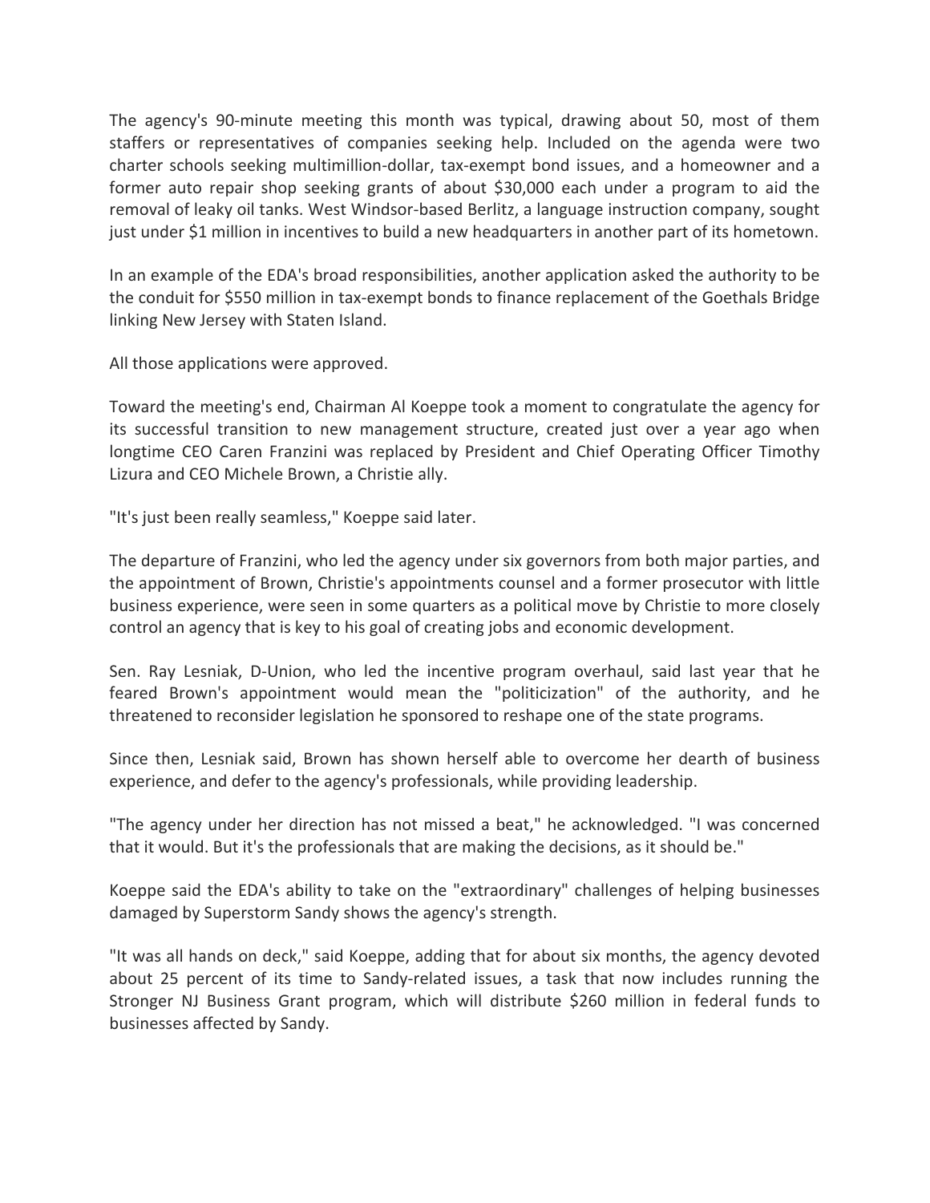The agency's 90-minute meeting this month was typical, drawing about 50, most of them staffers or representatives of companies seeking help. Included on the agenda were two charter schools seeking multimillion-dollar, tax-exempt bond issues, and a homeowner and a former auto repair shop seeking grants of about $30,000 each under a program to aid the removal of leaky oil tanks. West Windsor-based Berlitz, a language instruction company, sought just under $1 million in incentives to build a new headquarters in another part of its hometown.

In an example of the EDA's broad responsibilities, another application asked the authority to be the conduit for $550 million in tax-exempt bonds to finance replacement of the Goethals Bridge linking New Jersey with Staten Island.

All those applications were approved.

Toward the meeting's end, Chairman Al Koeppe took a moment to congratulate the agency for its successful transition to new management structure, created just over a year ago when longtime CEO Caren Franzini was replaced by President and Chief Operating Officer Timothy Lizura and CEO Michele Brown, a Christie ally.

"It's just been really seamless," Koeppe said later.

The departure of Franzini, who led the agency under six governors from both major parties, and the appointment of Brown, Christie's appointments counsel and a former prosecutor with little business experience, were seen in some quarters as a political move by Christie to more closely control an agency that is key to his goal of creating jobs and economic development.

Sen. Ray Lesniak, D-Union, who led the incentive program overhaul, said last year that he feared Brown's appointment would mean the "politicization" of the authority, and he threatened to reconsider legislation he sponsored to reshape one of the state programs.

Since then, Lesniak said, Brown has shown herself able to overcome her dearth of business experience, and defer to the agency's professionals, while providing leadership.

"The agency under her direction has not missed a beat," he acknowledged. "I was concerned that it would. But it's the professionals that are making the decisions, as it should be."

Koeppe said the EDA's ability to take on the "extraordinary" challenges of helping businesses damaged by Superstorm Sandy shows the agency's strength.

"It was all hands on deck," said Koeppe, adding that for about six months, the agency devoted about 25 percent of its time to Sandy-related issues, a task that now includes running the Stronger NJ Business Grant program, which will distribute $260 million in federal funds to businesses affected by Sandy.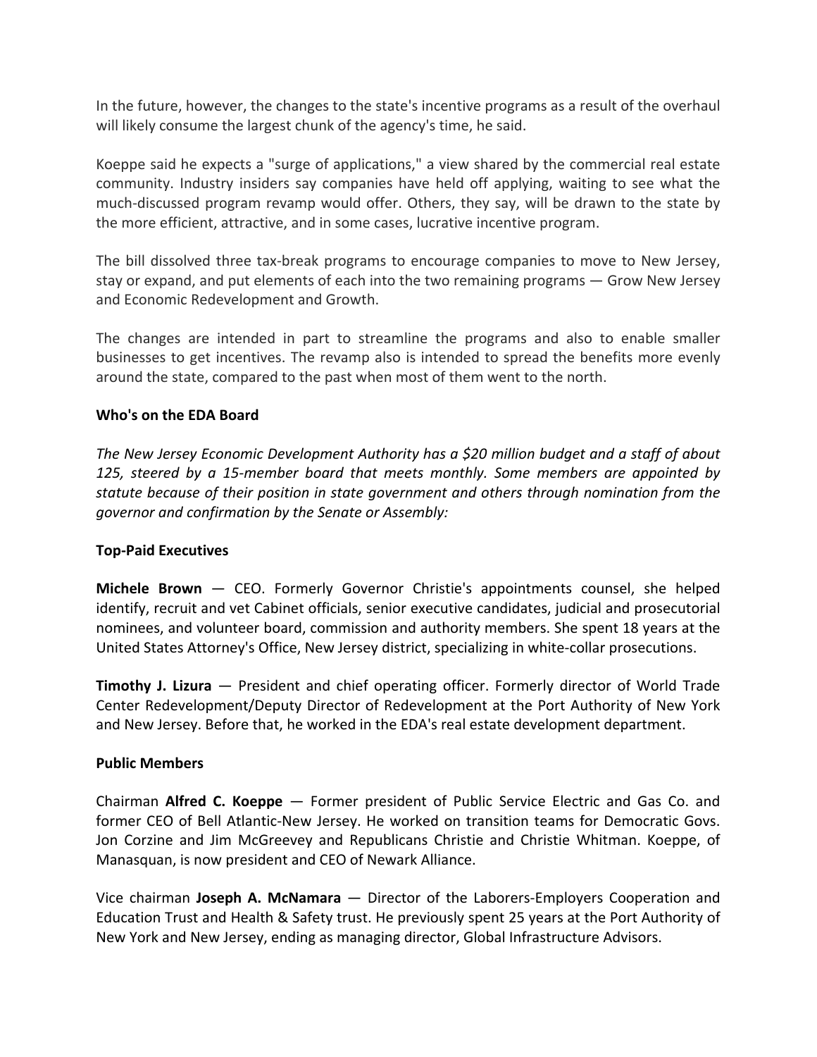In the future, however, the changes to the state's incentive programs as a result of the overhaul will likely consume the largest chunk of the agency's time, he said.

Koeppe said he expects a "surge of applications," a view shared by the commercial real estate community. Industry insiders say companies have held off applying, waiting to see what the much-discussed program revamp would offer. Others, they say, will be drawn to the state by the more efficient, attractive, and in some cases, lucrative incentive program.

The bill dissolved three tax-break programs to encourage companies to move to New Jersey, stay or expand, and put elements of each into the two remaining programs — Grow New Jersey and Economic Redevelopment and Growth.

The changes are intended in part to streamline the programs and also to enable smaller businesses to get incentives. The revamp also is intended to spread the benefits more evenly around the state, compared to the past when most of them went to the north.

**Who's on the EDA Board**

*The New Jersey Economic Development Authority has a $20 million budget and a staff of about 125, steered by a 15-member board that meets monthly. Some members are appointed by statute because of their position in state government and others through nomination from the governor and confirmation by the Senate or Assembly:*

**Top-Paid Executives**

**Michele Brown** — CEO. Formerly Governor Christie's appointments counsel, she helped identify, recruit and vet Cabinet officials, senior executive candidates, judicial and prosecutorial nominees, and volunteer board, commission and authority members. She spent 18 years at the United States Attorney's Office, New Jersey district, specializing in white-collar prosecutions.

**Timothy J. Lizura** — President and chief operating officer. Formerly director of World Trade Center Redevelopment/Deputy Director of Redevelopment at the Port Authority of New York and New Jersey. Before that, he worked in the EDA's real estate development department.

**Public Members**

Chairman **Alfred C. Koeppe** — Former president of Public Service Electric and Gas Co. and former CEO of Bell Atlantic-New Jersey. He worked on transition teams for Democratic Govs. Jon Corzine and Jim McGreevey and Republicans Christie and Christie Whitman. Koeppe, of Manasquan, is now president and CEO of Newark Alliance.

Vice chairman **Joseph A. McNamara** — Director of the Laborers-Employers Cooperation and Education Trust and Health & Safety trust. He previously spent 25 years at the Port Authority of New York and New Jersey, ending as managing director, Global Infrastructure Advisors.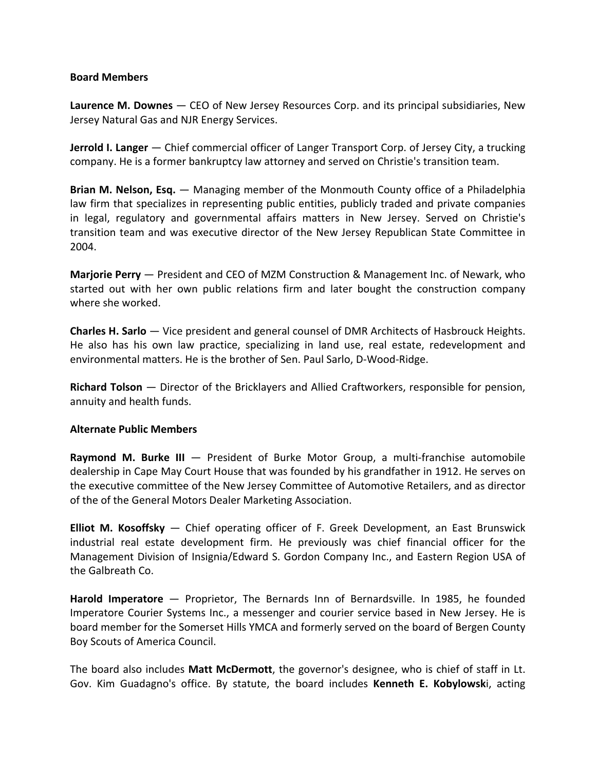**Board Members**

**Laurence M. Downes** — CEO of New Jersey Resources Corp. and its principal subsidiaries, New Jersey Natural Gas and NJR Energy Services.

**Jerrold I. Langer** — Chief commercial officer of Langer Transport Corp. of Jersey City, a trucking company. He is a former bankruptcy law attorney and served on Christie's transition team.

**Brian M. Nelson, Esq.** — Managing member of the Monmouth County office of a Philadelphia law firm that specializes in representing public entities, publicly traded and private companies in legal, regulatory and governmental affairs matters in New Jersey. Served on Christie's transition team and was executive director of the New Jersey Republican State Committee in 2004.

**Marjorie Perry** — President and CEO of MZM Construction & Management Inc. of Newark, who started out with her own public relations firm and later bought the construction company where she worked.

**Charles H. Sarlo** — Vice president and general counsel of DMR Architects of Hasbrouck Heights. He also has his own law practice, specializing in land use, real estate, redevelopment and environmental matters. He is the brother of Sen. Paul Sarlo, D-Wood-Ridge.

**Richard Tolson** — Director of the Bricklayers and Allied Craftworkers, responsible for pension, annuity and health funds.

**Alternate Public Members**

**Raymond M. Burke III** — President of Burke Motor Group, a multi-franchise automobile dealership in Cape May Court House that was founded by his grandfather in 1912. He serves on the executive committee of the New Jersey Committee of Automotive Retailers, and as director of the of the General Motors Dealer Marketing Association.

**Elliot M. Kosoffsky** — Chief operating officer of F. Greek Development, an East Brunswick industrial real estate development firm. He previously was chief financial officer for the Management Division of Insignia/Edward S. Gordon Company Inc., and Eastern Region USA of the Galbreath Co.

**Harold Imperatore** — Proprietor, The Bernards Inn of Bernardsville. In 1985, he founded Imperatore Courier Systems Inc., a messenger and courier service based in New Jersey. He is board member for the Somerset Hills YMCA and formerly served on the board of Bergen County Boy Scouts of America Council.

The board also includes **Matt McDermott**, the governor's designee, who is chief of staff in Lt. Gov. Kim Guadagno's office. By statute, the board includes **Kenneth E. Kobylowsk**i, acting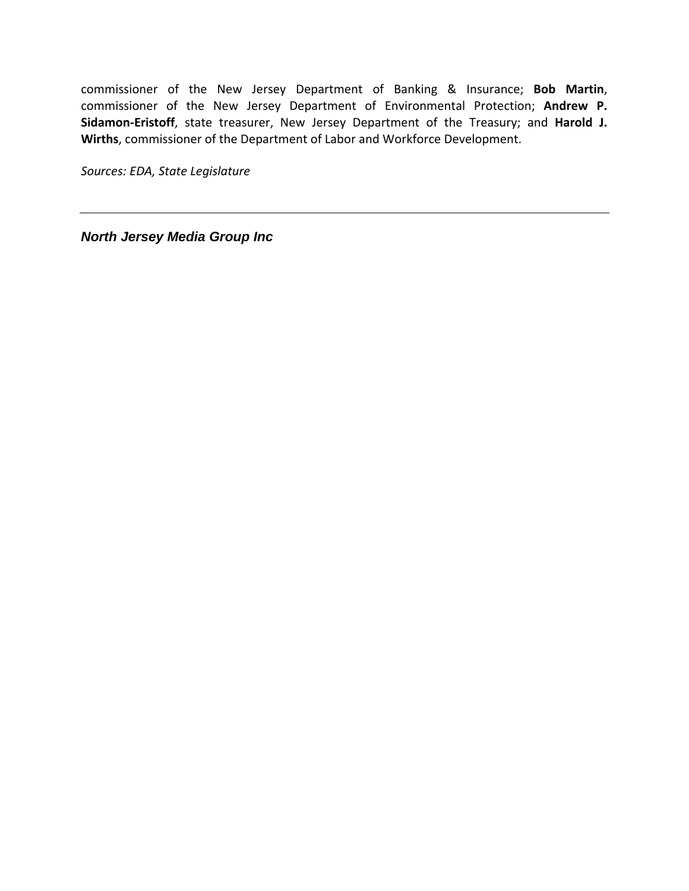commissioner of the New Jersey Department of Banking & Insurance; **Bob Martin**, commissioner of the New Jersey Department of Environmental Protection; **Andrew P. Sidamon-Eristoff**, state treasurer, New Jersey Department of the Treasury; and **Harold J. Wirths**, commissioner of the Department of Labor and Workforce Development.

*Sources: EDA, State Legislature*

---

***North Jersey Media Group Inc***